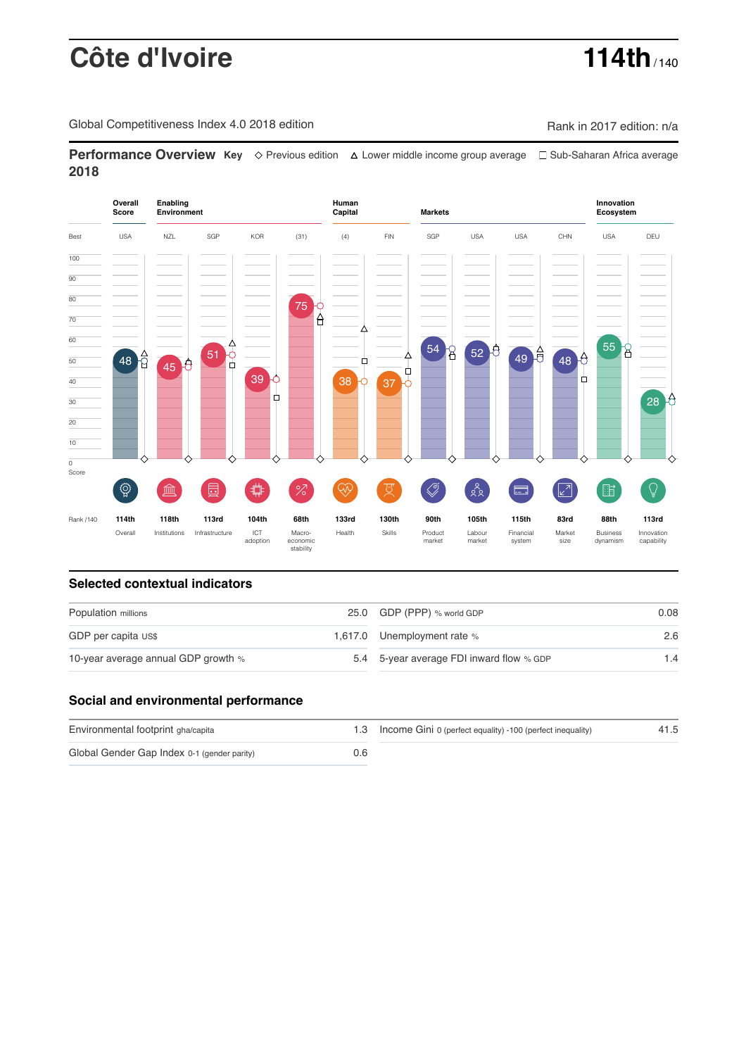# Côte d'Ivoire

**114th** / 140

Global Competitiveness Index 4.0 2018 edition

Rank in 2017 edition: n/a

## Performance Overview 2018

**Key** ◇ Previous edition △ Lower middle income group average □ Sub-Saharan Africa average

| | Overall Score | Enabling Environment | | | | Human Capital | | Markets | | | | Innovation Ecosystem | |
|---|---|---|---|---|---|---|---|---|---|---|---|---|---|
| Best | USA | NZL | SGP | KOR | (31) | (4) | FIN | SGP | USA | USA | CHN | USA | DEU |
| Score | 48 | 45 | 51 | 39 | 75 | 38 | 37 | 54 | 52 | 49 | 48 | 55 | 28 |
| Rank /140 | 114th | 118th | 113rd | 104th | 68th | 133rd | 130th | 90th | 105th | 115th | 83rd | 88th | 113rd |
| | Overall | Institutions | Infrastructure | ICT adoption | Macro-economic stability | Health | Skills | Product market | Labour market | Financial system | Market size | Business dynamism | Innovation capability |

## Selected contextual indicators

| | | | |
|---|---|---|---|
| Population millions | 25.0 | GDP (PPP) % world GDP | 0.08 |
| GDP per capita US$ | 1,617.0 | Unemployment rate % | 2.6 |
| 10-year average annual GDP growth % | 5.4 | 5-year average FDI inward flow % GDP | 1.4 |

## Social and environmental performance

| | | | |
|---|---|---|---|
| Environmental footprint gha/capita | 1.3 | Income Gini 0 (perfect equality) -100 (perfect inequality) | 41.5 |
| Global Gender Gap Index 0-1 (gender parity) | 0.6 | | |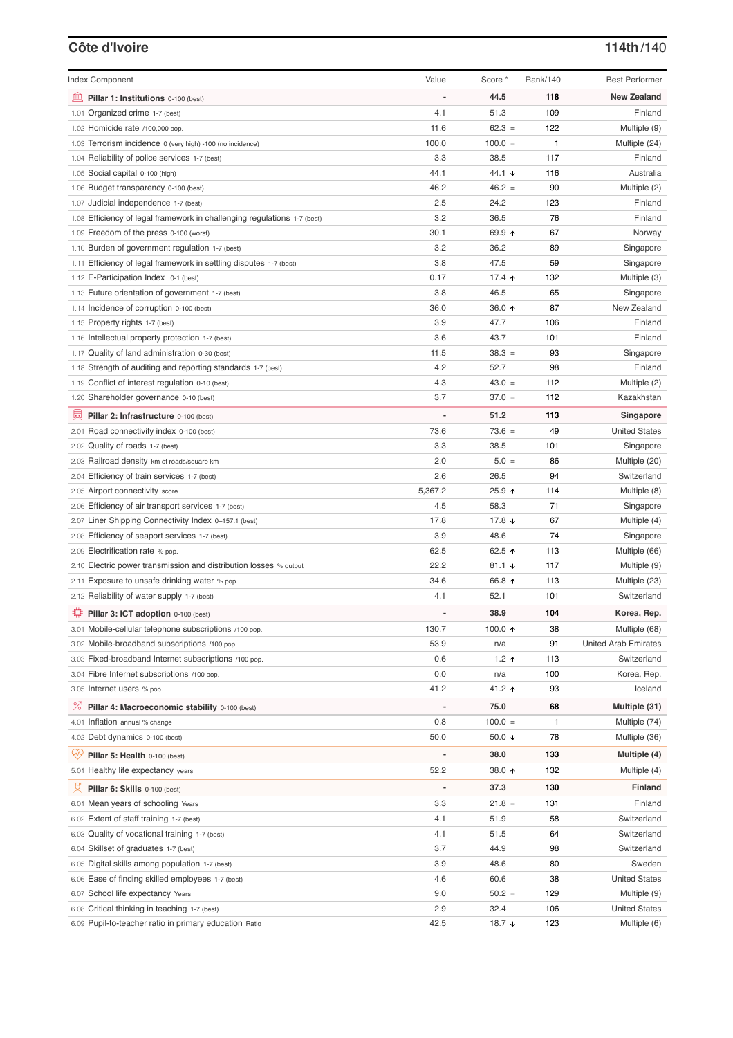## Côte d'Ivoire

**114th/140**

| Index Component | Value | Score * | Rank/140 | Best Performer |
|---|---|---|---|---|
| **Pillar 1: Institutions** 0-100 (best) | - | **44.5** | **118** | **New Zealand** |
| 1.01 Organized crime 1-7 (best) | 4.1 | 51.3 | 109 | Finland |
| 1.02 Homicide rate /100,000 pop. | 11.6 | 62.3 = | 122 | Multiple (9) |
| 1.03 Terrorism incidence 0 (very high) -100 (no incidence) | 100.0 | 100.0 = | 1 | Multiple (24) |
| 1.04 Reliability of police services 1-7 (best) | 3.3 | 38.5 | 117 | Finland |
| 1.05 Social capital 0-100 (high) | 44.1 | 44.1 ↓ | 116 | Australia |
| 1.06 Budget transparency 0-100 (best) | 46.2 | 46.2 = | 90 | Multiple (2) |
| 1.07 Judicial independence 1-7 (best) | 2.5 | 24.2 | 123 | Finland |
| 1.08 Efficiency of legal framework in challenging regulations 1-7 (best) | 3.2 | 36.5 | 76 | Finland |
| 1.09 Freedom of the press 0-100 (worst) | 30.1 | 69.9 ↑ | 67 | Norway |
| 1.10 Burden of government regulation 1-7 (best) | 3.2 | 36.2 | 89 | Singapore |
| 1.11 Efficiency of legal framework in settling disputes 1-7 (best) | 3.8 | 47.5 | 59 | Singapore |
| 1.12 E-Participation Index 0-1 (best) | 0.17 | 17.4 ↑ | 132 | Multiple (3) |
| 1.13 Future orientation of government 1-7 (best) | 3.8 | 46.5 | 65 | Singapore |
| 1.14 Incidence of corruption 0-100 (best) | 36.0 | 36.0 ↑ | 87 | New Zealand |
| 1.15 Property rights 1-7 (best) | 3.9 | 47.7 | 106 | Finland |
| 1.16 Intellectual property protection 1-7 (best) | 3.6 | 43.7 | 101 | Finland |
| 1.17 Quality of land administration 0-30 (best) | 11.5 | 38.3 = | 93 | Singapore |
| 1.18 Strength of auditing and reporting standards 1-7 (best) | 4.2 | 52.7 | 98 | Finland |
| 1.19 Conflict of interest regulation 0-10 (best) | 4.3 | 43.0 = | 112 | Multiple (2) |
| 1.20 Shareholder governance 0-10 (best) | 3.7 | 37.0 = | 112 | Kazakhstan |
| **Pillar 2: Infrastructure** 0-100 (best) | - | **51.2** | **113** | **Singapore** |
| 2.01 Road connectivity index 0-100 (best) | 73.6 | 73.6 = | 49 | United States |
| 2.02 Quality of roads 1-7 (best) | 3.3 | 38.5 | 101 | Singapore |
| 2.03 Railroad density km of roads/square km | 2.0 | 5.0 = | 86 | Multiple (20) |
| 2.04 Efficiency of train services 1-7 (best) | 2.6 | 26.5 | 94 | Switzerland |
| 2.05 Airport connectivity score | 5,367.2 | 25.9 ↑ | 114 | Multiple (8) |
| 2.06 Efficiency of air transport services 1-7 (best) | 4.5 | 58.3 | 71 | Singapore |
| 2.07 Liner Shipping Connectivity Index 0–157.1 (best) | 17.8 | 17.8 ↓ | 67 | Multiple (4) |
| 2.08 Efficiency of seaport services 1-7 (best) | 3.9 | 48.6 | 74 | Singapore |
| 2.09 Electrification rate % pop. | 62.5 | 62.5 ↑ | 113 | Multiple (66) |
| 2.10 Electric power transmission and distribution losses % output | 22.2 | 81.1 ↓ | 117 | Multiple (9) |
| 2.11 Exposure to unsafe drinking water % pop. | 34.6 | 66.8 ↑ | 113 | Multiple (23) |
| 2.12 Reliability of water supply 1-7 (best) | 4.1 | 52.1 | 101 | Switzerland |
| **Pillar 3: ICT adoption** 0-100 (best) | - | **38.9** | **104** | **Korea, Rep.** |
| 3.01 Mobile-cellular telephone subscriptions /100 pop. | 130.7 | 100.0 ↑ | 38 | Multiple (68) |
| 3.02 Mobile-broadband subscriptions /100 pop. | 53.9 | n/a | 91 | United Arab Emirates |
| 3.03 Fixed-broadband Internet subscriptions /100 pop. | 0.6 | 1.2 ↑ | 113 | Switzerland |
| 3.04 Fibre Internet subscriptions /100 pop. | 0.0 | n/a | 100 | Korea, Rep. |
| 3.05 Internet users % pop. | 41.2 | 41.2 ↑ | 93 | Iceland |
| **Pillar 4: Macroeconomic stability** 0-100 (best) | - | **75.0** | **68** | **Multiple (31)** |
| 4.01 Inflation annual % change | 0.8 | 100.0 = | 1 | Multiple (74) |
| 4.02 Debt dynamics 0-100 (best) | 50.0 | 50.0 ↓ | 78 | Multiple (36) |
| **Pillar 5: Health** 0-100 (best) | - | **38.0** | **133** | **Multiple (4)** |
| 5.01 Healthy life expectancy years | 52.2 | 38.0 ↑ | 132 | Multiple (4) |
| **Pillar 6: Skills** 0-100 (best) | - | **37.3** | **130** | **Finland** |
| 6.01 Mean years of schooling Years | 3.3 | 21.8 = | 131 | Finland |
| 6.02 Extent of staff training 1-7 (best) | 4.1 | 51.9 | 58 | Switzerland |
| 6.03 Quality of vocational training 1-7 (best) | 4.1 | 51.5 | 64 | Switzerland |
| 6.04 Skillset of graduates 1-7 (best) | 3.7 | 44.9 | 98 | Switzerland |
| 6.05 Digital skills among population 1-7 (best) | 3.9 | 48.6 | 80 | Sweden |
| 6.06 Ease of finding skilled employees 1-7 (best) | 4.6 | 60.6 | 38 | United States |
| 6.07 School life expectancy Years | 9.0 | 50.2 = | 129 | Multiple (9) |
| 6.08 Critical thinking in teaching 1-7 (best) | 2.9 | 32.4 | 106 | United States |
| 6.09 Pupil-to-teacher ratio in primary education Ratio | 42.5 | 18.7 ↓ | 123 | Multiple (6) |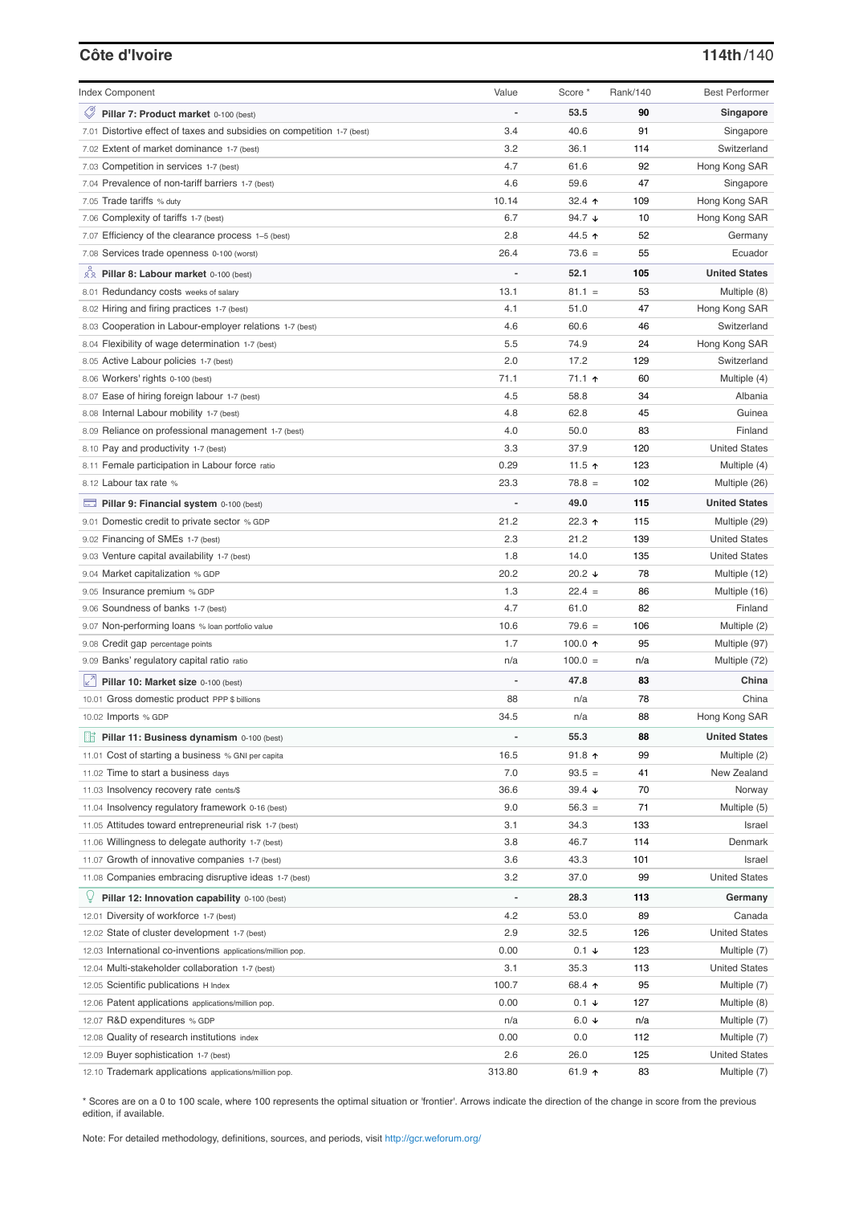## Côte d'Ivoire

**114th**/140

| Index Component | Value | Score * | Rank/140 | Best Performer |
|---|---|---|---|---|
| **Pillar 7: Product market** 0-100 (best) | - | **53.5** | **90** | **Singapore** |
| 7.01 Distortive effect of taxes and subsidies on competition 1-7 (best) | 3.4 | 40.6 | 91 | Singapore |
| 7.02 Extent of market dominance 1-7 (best) | 3.2 | 36.1 | 114 | Switzerland |
| 7.03 Competition in services 1-7 (best) | 4.7 | 61.6 | 92 | Hong Kong SAR |
| 7.04 Prevalence of non-tariff barriers 1-7 (best) | 4.6 | 59.6 | 47 | Singapore |
| 7.05 Trade tariffs % duty | 10.14 | 32.4 ↑ | 109 | Hong Kong SAR |
| 7.06 Complexity of tariffs 1-7 (best) | 6.7 | 94.7 ↓ | 10 | Hong Kong SAR |
| 7.07 Efficiency of the clearance process 1–5 (best) | 2.8 | 44.5 ↑ | 52 | Germany |
| 7.08 Services trade openness 0-100 (worst) | 26.4 | 73.6 = | 55 | Ecuador |
| **Pillar 8: Labour market** 0-100 (best) | - | **52.1** | **105** | **United States** |
| 8.01 Redundancy costs weeks of salary | 13.1 | 81.1 = | 53 | Multiple (8) |
| 8.02 Hiring and firing practices 1-7 (best) | 4.1 | 51.0 | 47 | Hong Kong SAR |
| 8.03 Cooperation in Labour-employer relations 1-7 (best) | 4.6 | 60.6 | 46 | Switzerland |
| 8.04 Flexibility of wage determination 1-7 (best) | 5.5 | 74.9 | 24 | Hong Kong SAR |
| 8.05 Active Labour policies 1-7 (best) | 2.0 | 17.2 | 129 | Switzerland |
| 8.06 Workers' rights 0-100 (best) | 71.1 | 71.1 ↑ | 60 | Multiple (4) |
| 8.07 Ease of hiring foreign labour 1-7 (best) | 4.5 | 58.8 | 34 | Albania |
| 8.08 Internal Labour mobility 1-7 (best) | 4.8 | 62.8 | 45 | Guinea |
| 8.09 Reliance on professional management 1-7 (best) | 4.0 | 50.0 | 83 | Finland |
| 8.10 Pay and productivity 1-7 (best) | 3.3 | 37.9 | 120 | United States |
| 8.11 Female participation in Labour force ratio | 0.29 | 11.5 ↑ | 123 | Multiple (4) |
| 8.12 Labour tax rate % | 23.3 | 78.8 = | 102 | Multiple (26) |
| **Pillar 9: Financial system** 0-100 (best) | - | **49.0** | **115** | **United States** |
| 9.01 Domestic credit to private sector % GDP | 21.2 | 22.3 ↑ | 115 | Multiple (29) |
| 9.02 Financing of SMEs 1-7 (best) | 2.3 | 21.2 | 139 | United States |
| 9.03 Venture capital availability 1-7 (best) | 1.8 | 14.0 | 135 | United States |
| 9.04 Market capitalization % GDP | 20.2 | 20.2 ↓ | 78 | Multiple (12) |
| 9.05 Insurance premium % GDP | 1.3 | 22.4 = | 86 | Multiple (16) |
| 9.06 Soundness of banks 1-7 (best) | 4.7 | 61.0 | 82 | Finland |
| 9.07 Non-performing loans % loan portfolio value | 10.6 | 79.6 = | 106 | Multiple (2) |
| 9.08 Credit gap percentage points | 1.7 | 100.0 ↑ | 95 | Multiple (97) |
| 9.09 Banks' regulatory capital ratio ratio | n/a | 100.0 = | n/a | Multiple (72) |
| **Pillar 10: Market size** 0-100 (best) | - | **47.8** | **83** | **China** |
| 10.01 Gross domestic product PPP $ billions | 88 | n/a | 78 | China |
| 10.02 Imports % GDP | 34.5 | n/a | 88 | Hong Kong SAR |
| **Pillar 11: Business dynamism** 0-100 (best) | - | **55.3** | **88** | **United States** |
| 11.01 Cost of starting a business % GNI per capita | 16.5 | 91.8 ↑ | 99 | Multiple (2) |
| 11.02 Time to start a business days | 7.0 | 93.5 = | 41 | New Zealand |
| 11.03 Insolvency recovery rate cents/$ | 36.6 | 39.4 ↓ | 70 | Norway |
| 11.04 Insolvency regulatory framework 0-16 (best) | 9.0 | 56.3 = | 71 | Multiple (5) |
| 11.05 Attitudes toward entrepreneurial risk 1-7 (best) | 3.1 | 34.3 | 133 | Israel |
| 11.06 Willingness to delegate authority 1-7 (best) | 3.8 | 46.7 | 114 | Denmark |
| 11.07 Growth of innovative companies 1-7 (best) | 3.6 | 43.3 | 101 | Israel |
| 11.08 Companies embracing disruptive ideas 1-7 (best) | 3.2 | 37.0 | 99 | United States |
| **Pillar 12: Innovation capability** 0-100 (best) | - | **28.3** | **113** | **Germany** |
| 12.01 Diversity of workforce 1-7 (best) | 4.2 | 53.0 | 89 | Canada |
| 12.02 State of cluster development 1-7 (best) | 2.9 | 32.5 | 126 | United States |
| 12.03 International co-inventions applications/million pop. | 0.00 | 0.1 ↓ | 123 | Multiple (7) |
| 12.04 Multi-stakeholder collaboration 1-7 (best) | 3.1 | 35.3 | 113 | United States |
| 12.05 Scientific publications H Index | 100.7 | 68.4 ↑ | 95 | Multiple (7) |
| 12.06 Patent applications applications/million pop. | 0.00 | 0.1 ↓ | 127 | Multiple (8) |
| 12.07 R&D expenditures % GDP | n/a | 6.0 ↓ | n/a | Multiple (7) |
| 12.08 Quality of research institutions index | 0.00 | 0.0 | 112 | Multiple (7) |
| 12.09 Buyer sophistication 1-7 (best) | 2.6 | 26.0 | 125 | United States |
| 12.10 Trademark applications applications/million pop. | 313.80 | 61.9 ↑ | 83 | Multiple (7) |

* Scores are on a 0 to 100 scale, where 100 represents the optimal situation or 'frontier'. Arrows indicate the direction of the change in score from the previous edition, if available.

Note: For detailed methodology, definitions, sources, and periods, visit http://gcr.weforum.org/